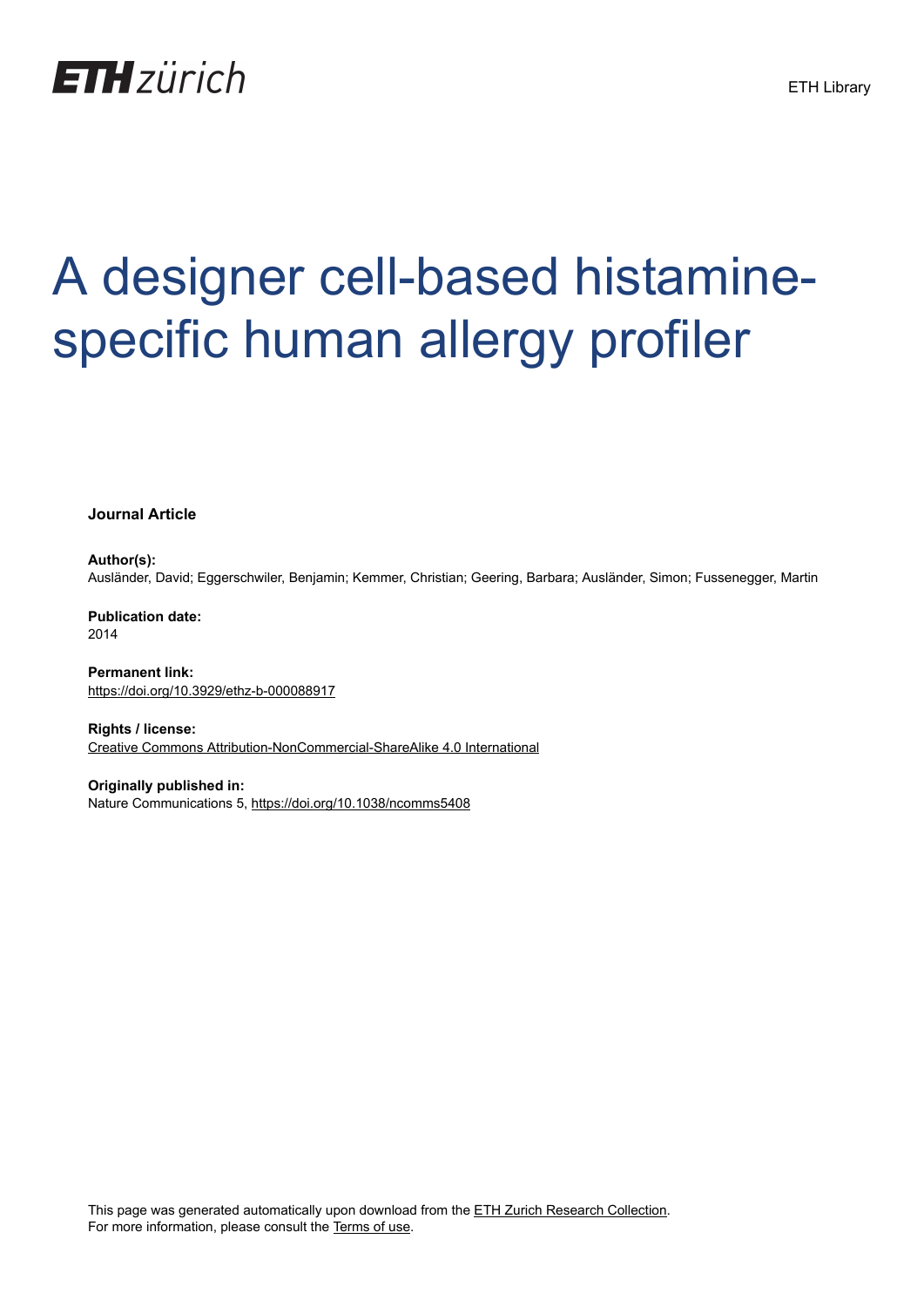# A designer cell-based histamine-specific human allergy profiler

**Journal Article**

**Author(s):**
Ausländer, David; Eggerschwiler, Benjamin; Kemmer, Christian; Geering, Barbara; Ausländer, Simon; Fussenegger, Martin

**Publication date:**
2014

**Permanent link:**
https://doi.org/10.3929/ethz-b-000088917

**Rights / license:**
Creative Commons Attribution-NonCommercial-ShareAlike 4.0 International

**Originally published in:**
Nature Communications 5, https://doi.org/10.1038/ncomms5408

This page was generated automatically upon download from the ETH Zurich Research Collection.
For more information, please consult the Terms of use.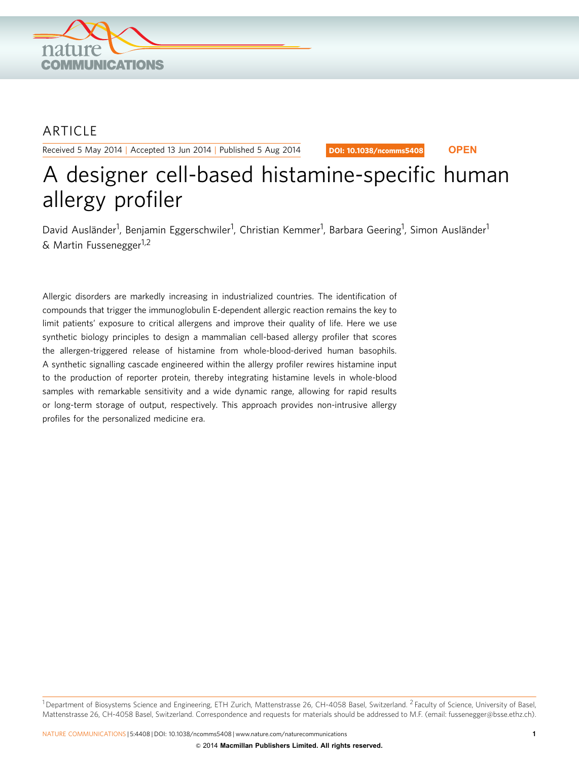ARTICLE

Received 5 May 2014 | Accepted 13 Jun 2014 | Published 5 Aug 2014

DOI: 10.1038/ncomms5408

OPEN

# A designer cell-based histamine-specific human allergy profiler

David Ausländer[1], Benjamin Eggerschwiler[1], Christian Kemmer[1], Barbara Geering[1], Simon Ausländer[1] & Martin Fussenegger[1,2]

Allergic disorders are markedly increasing in industrialized countries. The identification of compounds that trigger the immunoglobulin E-dependent allergic reaction remains the key to limit patients' exposure to critical allergens and improve their quality of life. Here we use synthetic biology principles to design a mammalian cell-based allergy profiler that scores the allergen-triggered release of histamine from whole-blood-derived human basophils. A synthetic signalling cascade engineered within the allergy profiler rewires histamine input to the production of reporter protein, thereby integrating histamine levels in whole-blood samples with remarkable sensitivity and a wide dynamic range, allowing for rapid results or long-term storage of output, respectively. This approach provides non-intrusive allergy profiles for the personalized medicine era.

[1] Department of Biosystems Science and Engineering, ETH Zurich, Mattenstrasse 26, CH-4058 Basel, Switzerland. [2] Faculty of Science, University of Basel, Mattenstrasse 26, CH-4058 Basel, Switzerland. Correspondence and requests for materials should be addressed to M.F. (email: fussenegger@bsse.ethz.ch).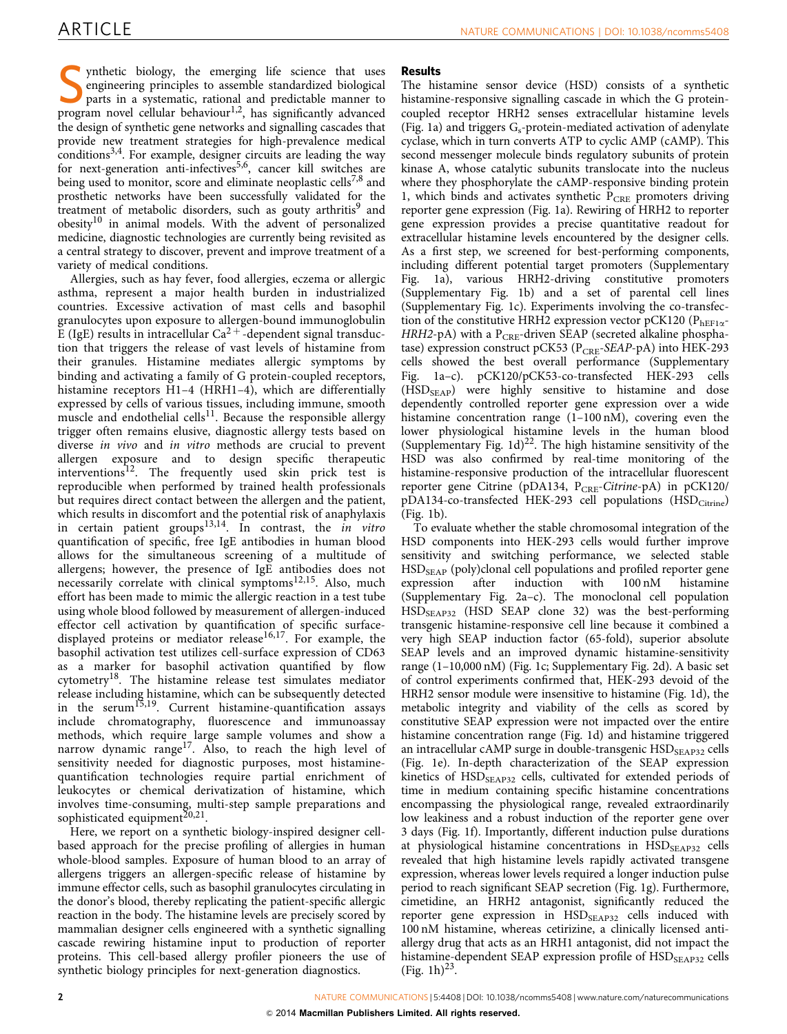Synthetic biology, the emerging life science that uses engineering principles to assemble standardized biological parts in a systematic, rational and predictable manner to program novel cellular behaviour[1,2], has significantly advanced the design of synthetic gene networks and signalling cascades that provide new treatment strategies for high-prevalence medical conditions[3,4]. For example, designer circuits are leading the way for next-generation anti-infectives[5,6], cancer kill switches are being used to monitor, score and eliminate neoplastic cells[7,8] and prosthetic networks have been successfully validated for the treatment of metabolic disorders, such as gouty arthritis[9] and obesity[10] in animal models. With the advent of personalized medicine, diagnostic technologies are currently being revisited as a central strategy to discover, prevent and improve treatment of a variety of medical conditions.

Allergies, such as hay fever, food allergies, eczema or allergic asthma, represent a major health burden in industrialized countries. Excessive activation of mast cells and basophil granulocytes upon exposure to allergen-bound immunoglobulin E (IgE) results in intracellular $Ca^{2+}$-dependent signal transduction that triggers the release of vast levels of histamine from their granules. Histamine mediates allergic symptoms by binding and activating a family of G protein-coupled receptors, histamine receptors H1–4 (HRH1–4), which are differentially expressed by cells of various tissues, including immune, smooth muscle and endothelial cells[11]. Because the responsible allergy trigger often remains elusive, diagnostic allergy tests based on diverse *in vivo* and *in vitro* methods are crucial to prevent allergen exposure and to design specific therapeutic interventions[12]. The frequently used skin prick test is reproducible when performed by trained health professionals but requires direct contact between the allergen and the patient, which results in discomfort and the potential risk of anaphylaxis in certain patient groups[13,14]. In contrast, the *in vitro* quantification of specific, free IgE antibodies in human blood allows for the simultaneous screening of a multitude of allergens; however, the presence of IgE antibodies does not necessarily correlate with clinical symptoms[12,15]. Also, much effort has been made to mimic the allergic reaction in a test tube using whole blood followed by measurement of allergen-induced effector cell activation by quantification of specific surface-displayed proteins or mediator release[16,17]. For example, the basophil activation test utilizes cell-surface expression of CD63 as a marker for basophil activation quantified by flow cytometry[18]. The histamine release test simulates mediator release including histamine, which can be subsequently detected in the serum[15,19]. Current histamine-quantification assays include chromatography, fluorescence and immunoassay methods, which require large sample volumes and show a narrow dynamic range[17]. Also, to reach the high level of sensitivity needed for diagnostic purposes, most histamine-quantification technologies require partial enrichment of leukocytes or chemical derivatization of histamine, which involves time-consuming, multi-step sample preparations and sophisticated equipment[20,21].

Here, we report on a synthetic biology-inspired designer cell-based approach for the precise profiling of allergies in human whole-blood samples. Exposure of human blood to an array of allergens triggers an allergen-specific release of histamine by immune effector cells, such as basophil granulocytes circulating in the donor's blood, thereby replicating the patient-specific allergic reaction in the body. The histamine levels are precisely scored by mammalian designer cells engineered with a synthetic signalling cascade rewiring histamine input to production of reporter proteins. This cell-based allergy profiler pioneers the use of synthetic biology principles for next-generation diagnostics.

## Results

The histamine sensor device (HSD) consists of a synthetic histamine-responsive signalling cascade in which the G protein-coupled receptor HRH2 senses extracellular histamine levels (Fig. 1a) and triggers $G_s$-protein-mediated activation of adenylate cyclase, which in turn converts ATP to cyclic AMP (cAMP). This second messenger molecule binds regulatory subunits of protein kinase A, whose catalytic subunits translocate into the nucleus where they phosphorylate the cAMP-responsive binding protein 1, which binds and activates synthetic $P_{CRE}$ promoters driving reporter gene expression (Fig. 1a). Rewiring of HRH2 to reporter gene expression provides a precise quantitative readout for extracellular histamine levels encountered by the designer cells. As a first step, we screened for best-performing components, including different potential target promoters (Supplementary Fig. 1a), various HRH2-driving constitutive promoters (Supplementary Fig. 1b) and a set of parental cell lines (Supplementary Fig. 1c). Experiments involving the co-transfection of the constitutive HRH2 expression vector pCK120 ($P_{hEF1\alpha}$-*HRH2*-pA) with a $P_{CRE}$-driven SEAP (secreted alkaline phosphatase) expression construct pCK53 ($P_{CRE}$-*SEAP*-pA) into HEK-293 cells showed the best overall performance (Supplementary Fig. 1a–c). pCK120/pCK53-co-transfected HEK-293 cells ($HSD_{SEAP}$) were highly sensitive to histamine and dose dependently controlled reporter gene expression over a wide histamine concentration range (1–100 nM), covering even the lower physiological histamine levels in the human blood (Supplementary Fig. 1d)[22]. The high histamine sensitivity of the HSD was also confirmed by real-time monitoring of the histamine-responsive production of the intracellular fluorescent reporter gene Citrine (pDA134, $P_{CRE}$-*Citrine*-pA) in pCK120/pDA134-co-transfected HEK-293 cell populations ($HSD_{Citrine}$) (Fig. 1b).

To evaluate whether the stable chromosomal integration of the HSD components into HEK-293 cells would further improve sensitivity and switching performance, we selected stable $HSD_{SEAP}$ (poly)clonal cell populations and profiled reporter gene expression after induction with 100 nM histamine (Supplementary Fig. 2a–c). The monoclonal cell population $HSD_{SEAP32}$ (HSD SEAP clone 32) was the best-performing transgenic histamine-responsive cell line because it combined a very high SEAP induction factor (65-fold), superior absolute SEAP levels and an improved dynamic histamine-sensitivity range (1–10,000 nM) (Fig. 1c; Supplementary Fig. 2d). A basic set of control experiments confirmed that, HEK-293 devoid of the HRH2 sensor module were insensitive to histamine (Fig. 1d), the metabolic integrity and viability of the cells as scored by constitutive SEAP expression were not impacted over the entire histamine concentration range (Fig. 1d) and histamine triggered an intracellular cAMP surge in double-transgenic $HSD_{SEAP32}$ cells (Fig. 1e). In-depth characterization of the SEAP expression kinetics of $HSD_{SEAP32}$ cells, cultivated for extended periods of time in medium containing specific histamine concentrations encompassing the physiological range, revealed extraordinarily low leakiness and a robust induction of the reporter gene over 3 days (Fig. 1f). Importantly, different induction pulse durations at physiological histamine concentrations in $HSD_{SEAP32}$ cells revealed that high histamine levels rapidly activated transgene expression, whereas lower levels required a longer induction pulse period to reach significant SEAP secretion (Fig. 1g). Furthermore, cimetidine, an HRH2 antagonist, significantly reduced the reporter gene expression in $HSD_{SEAP32}$ cells induced with 100 nM histamine, whereas cetirizine, a clinically licensed anti-allergy drug that acts as an HRH1 antagonist, did not impact the histamine-dependent SEAP expression profile of $HSD_{SEAP32}$ cells (Fig. 1h)[23].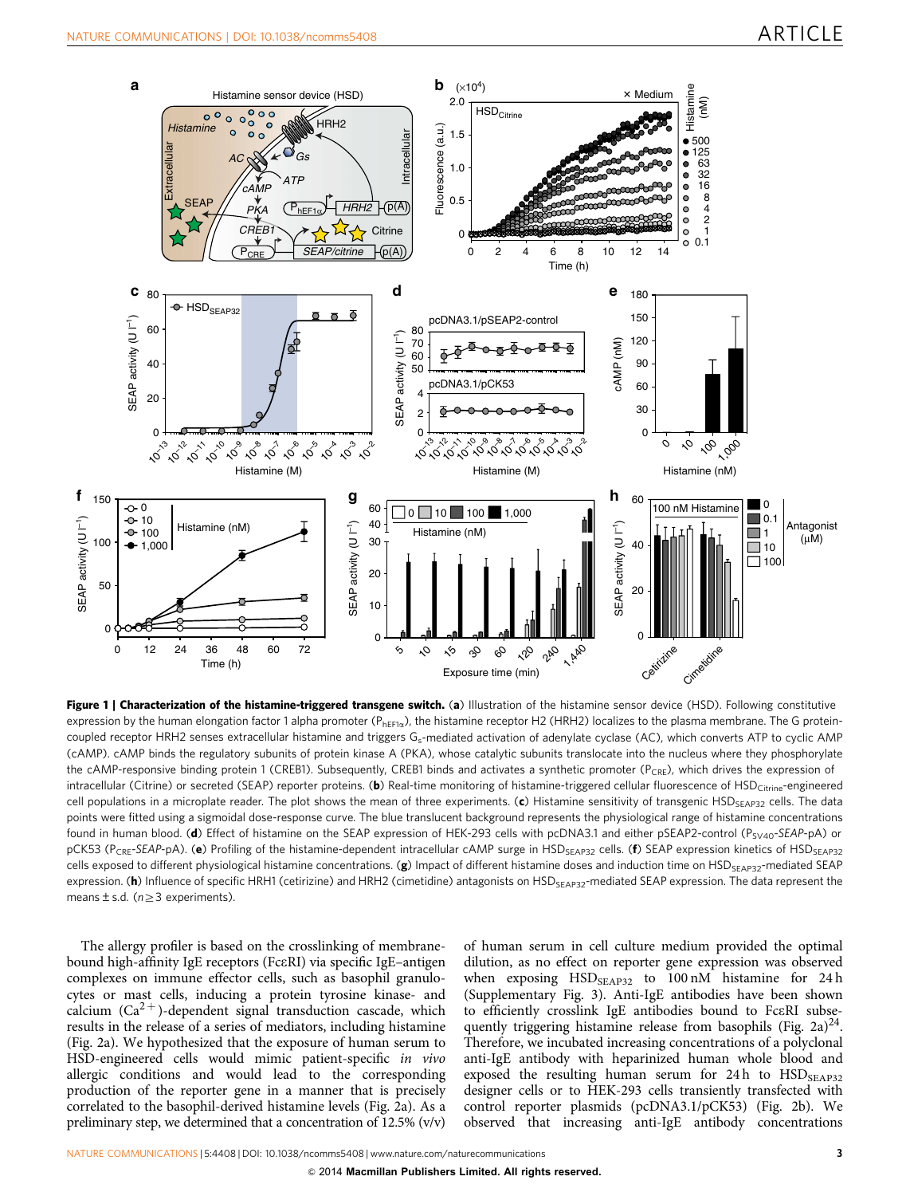**Figure 1 | Characterization of the histamine-triggered transgene switch.** (**a**) Illustration of the histamine sensor device (HSD). Following constitutive expression by the human elongation factor 1 alpha promoter ($P_{hEF1\alpha}$), the histamine receptor H2 (HRH2) localizes to the plasma membrane. The G protein-coupled receptor HRH2 senses extracellular histamine and triggers $G_s$-mediated activation of adenylate cyclase (AC), which converts ATP to cyclic AMP (cAMP). cAMP binds the regulatory subunits of protein kinase A (PKA), whose catalytic subunits translocate into the nucleus where they phosphorylate the cAMP-responsive binding protein 1 (CREB1). Subsequently, CREB1 binds and activates a synthetic promoter ($P_{CRE}$), which drives the expression of intracellular (Citrine) or secreted (SEAP) reporter proteins. (**b**) Real-time monitoring of histamine-triggered cellular fluorescence of $HSD_{Citrine}$-engineered cell populations in a microplate reader. The plot shows the mean of three experiments. (**c**) Histamine sensitivity of transgenic $HSD_{SEAP32}$ cells. The data points were fitted using a sigmoidal dose-response curve. The blue translucent background represents the physiological range of histamine concentrations found in human blood. (**d**) Effect of histamine on the SEAP expression of HEK-293 cells with pcDNA3.1 and either pSEAP2-control ($P_{SV40}$-*SEAP*-pA) or pCK53 ($P_{CRE}$-*SEAP*-pA). (**e**) Profiling of the histamine-dependent intracellular cAMP surge in $HSD_{SEAP32}$ cells. (**f**) SEAP expression kinetics of $HSD_{SEAP32}$ cells exposed to different physiological histamine concentrations. (**g**) Impact of different histamine doses and induction time on $HSD_{SEAP32}$-mediated SEAP expression. (**h**) Influence of specific HRH1 (cetirizine) and HRH2 (cimetidine) antagonists on $HSD_{SEAP32}$-mediated SEAP expression. The data represent the means ± s.d. ($n \geq 3$ experiments).

The allergy profiler is based on the crosslinking of membrane-bound high-affinity IgE receptors (FcεRI) via specific IgE–antigen complexes on immune effector cells, such as basophil granulocytes or mast cells, inducing a protein tyrosine kinase- and calcium ($Ca^{2+}$)-dependent signal transduction cascade, which results in the release of a series of mediators, including histamine (Fig. 2a). We hypothesized that the exposure of human serum to HSD-engineered cells would mimic patient-specific *in vivo* allergic conditions and would lead to the corresponding production of the reporter gene in a manner that is precisely correlated to the basophil-derived histamine levels (Fig. 2a). As a preliminary step, we determined that a concentration of 12.5% (v/v) of human serum in cell culture medium provided the optimal dilution, as no effect on reporter gene expression was observed when exposing $HSD_{SEAP32}$ to 100 nM histamine for 24 h (Supplementary Fig. 3). Anti-IgE antibodies have been shown to efficiently crosslink IgE antibodies bound to FcεRI subsequently triggering histamine release from basophils (Fig. 2a)[24]. Therefore, we incubated increasing concentrations of a polyclonal anti-IgE antibody with heparinized human whole blood and exposed the resulting human serum for 24 h to $HSD_{SEAP32}$ designer cells or to HEK-293 cells transiently transfected with control reporter plasmids (pcDNA3.1/pCK53) (Fig. 2b). We observed that increasing anti-IgE antibody concentrations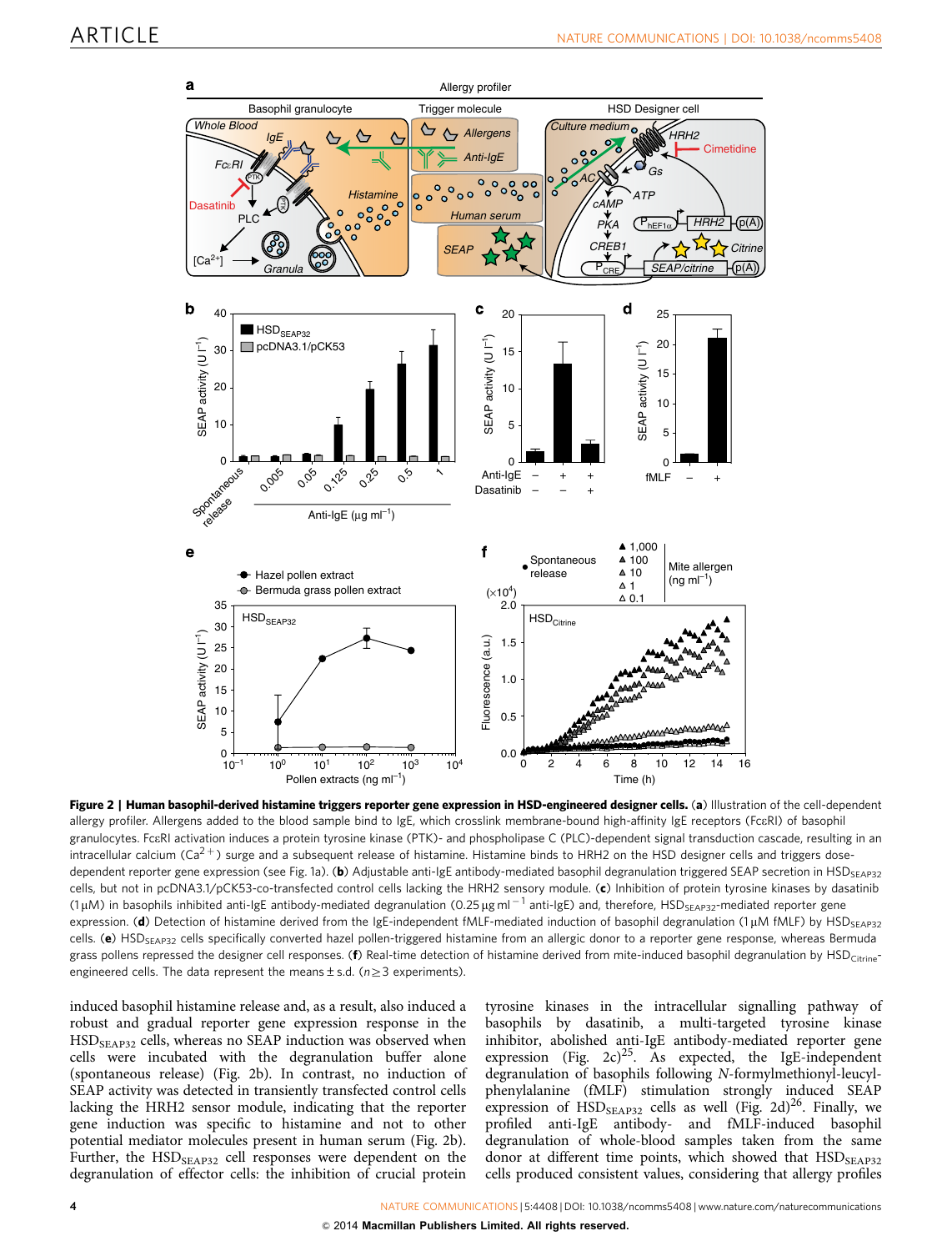**Figure 2 | Human basophil-derived histamine triggers reporter gene expression in HSD-engineered designer cells.** (**a**) Illustration of the cell-dependent allergy profiler. Allergens added to the blood sample bind to IgE, which crosslink membrane-bound high-affinity IgE receptors (FcεRI) of basophil granulocytes. FcεRI activation induces a protein tyrosine kinase (PTK)- and phospholipase C (PLC)-dependent signal transduction cascade, resulting in an intracellular calcium ($Ca^{2+}$) surge and a subsequent release of histamine. Histamine binds to HRH2 on the HSD designer cells and triggers dose-dependent reporter gene expression (see Fig. 1a). (**b**) Adjustable anti-IgE antibody-mediated basophil degranulation triggered SEAP secretion in $HSD_{SEAP32}$ cells, but not in pcDNA3.1/pCK53-co-transfected control cells lacking the HRH2 sensory module. (**c**) Inhibition of protein tyrosine kinases by dasatinib (1 μM) in basophils inhibited anti-IgE antibody-mediated degranulation (0.25 μg ml$^{-1}$ anti-IgE) and, therefore, $HSD_{SEAP32}$-mediated reporter gene expression. (**d**) Detection of histamine derived from the IgE-independent fMLF-mediated induction of basophil degranulation (1 μM fMLF) by $HSD_{SEAP32}$ cells. (**e**) $HSD_{SEAP32}$ cells specifically converted hazel pollen-triggered histamine from an allergic donor to a reporter gene response, whereas Bermuda grass pollens repressed the designer cell responses. (**f**) Real-time detection of histamine derived from mite-induced basophil degranulation by $HSD_{Citrine}$-engineered cells. The data represent the means ± s.d. ($n \geq 3$ experiments).

induced basophil histamine release and, as a result, also induced a robust and gradual reporter gene expression response in the $HSD_{SEAP32}$ cells, whereas no SEAP induction was observed when cells were incubated with the degranulation buffer alone (spontaneous release) (Fig. 2b). In contrast, no induction of SEAP activity was detected in transiently transfected control cells lacking the HRH2 sensor module, indicating that the reporter gene induction was specific to histamine and not to other potential mediator molecules present in human serum (Fig. 2b). Further, the $HSD_{SEAP32}$ cell responses were dependent on the degranulation of effector cells: the inhibition of crucial protein tyrosine kinases in the intracellular signalling pathway of basophils by dasatinib, a multi-targeted tyrosine kinase inhibitor, abolished anti-IgE antibody-mediated reporter gene expression (Fig. 2c)[25]. As expected, the IgE-independent degranulation of basophils following *N*-formylmethionyl-leucyl-phenylalanine (fMLF) stimulation strongly induced SEAP expression of $HSD_{SEAP32}$ cells as well (Fig. 2d)[26]. Finally, we profiled anti-IgE antibody- and fMLF-induced basophil degranulation of whole-blood samples taken from the same donor at different time points, which showed that $HSD_{SEAP32}$ cells produced consistent values, considering that allergy profiles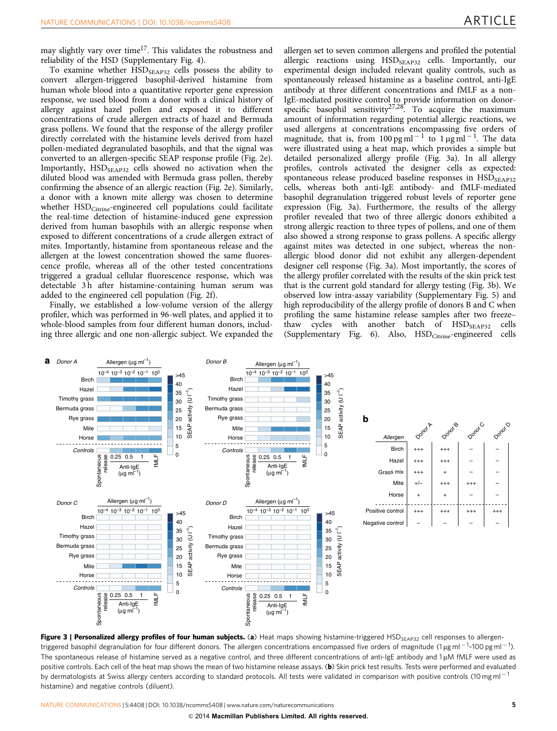may slightly vary over time[17]. This validates the robustness and reliability of the HSD (Supplementary Fig. 4).

To examine whether $HSD_{SEAP32}$ cells possess the ability to convert allergen-triggered basophil-derived histamine from human whole blood into a quantitative reporter gene expression response, we used blood from a donor with a clinical history of allergy against hazel pollen and exposed it to different concentrations of crude allergen extracts of hazel and Bermuda grass pollens. We found that the response of the allergy profiler directly correlated with the histamine levels derived from hazel pollen-mediated degranulated basophils, and that the signal was converted to an allergen-specific SEAP response profile (Fig. 2e). Importantly, $HSD_{SEAP32}$ cells showed no activation when the diluted blood was amended with Bermuda grass pollen, thereby confirming the absence of an allergic reaction (Fig. 2e). Similarly, a donor with a known mite allergy was chosen to determine whether $HSD_{Citrine}$-engineered cell populations could facilitate the real-time detection of histamine-induced gene expression derived from human basophils with an allergic response when exposed to different concentrations of a crude allergen extract of mites. Importantly, histamine from spontaneous release and the allergen at the lowest concentration showed the same fluorescence profile, whereas all of the other tested concentrations triggered a gradual cellular fluorescence response, which was detectable 3 h after histamine-containing human serum was added to the engineered cell population (Fig. 2f).

Finally, we established a low-volume version of the allergy profiler, which was performed in 96-well plates, and applied it to whole-blood samples from four different human donors, including three allergic and one non-allergic subject. We expanded the allergen set to seven common allergens and profiled the potential allergic reactions using $HSD_{SEAP32}$ cells. Importantly, our experimental design included relevant quality controls, such as spontaneously released histamine as a baseline control, anti-IgE antibody at three different concentrations and fMLF as a non-IgE-mediated positive control to provide information on donor-specific basophil sensitivity[27,28]. To acquire the maximum amount of information regarding potential allergic reactions, we used allergens at concentrations encompassing five orders of magnitude, that is, from 100 pg ml$^{-1}$ to 1 μg ml$^{-1}$. The data were illustrated using a heat map, which provides a simple but detailed personalized allergy profile (Fig. 3a). In all allergy profiles, controls activated the designer cells as expected: spontaneous release produced baseline responses in $HSD_{SEAP32}$ cells, whereas both anti-IgE antibody- and fMLF-mediated basophil degranulation triggered robust levels of reporter gene expression (Fig. 3a). Furthermore, the results of the allergy profiler revealed that two of three allergic donors exhibited a strong allergic reaction to three types of pollens, and one of them also showed a strong response to grass pollens. A specific allergy against mites was detected in one subject, whereas the non-allergic blood donor did not exhibit any allergen-dependent designer cell response (Fig. 3a). Most importantly, the scores of the allergy profiler correlated with the results of the skin prick test that is the current gold standard for allergy testing (Fig. 3b). We observed low intra-assay variability (Supplementary Fig. 5) and high reproducibility of the allergy profile of donors B and C when profiling the same histamine release samples after two freeze–thaw cycles with another batch of $HSD_{SEAP32}$ cells (Supplementary Fig. 6). Also, $HSD_{Citrine}$-engineered cells

| Allergen | Donor A | Donor B | Donor C | Donor D |
|---|---|---|---|---|
| Birch | +++ | +++ | – | – |
| Hazel | +++ | +++ | – | – |
| Grass mix | +++ | + | – | – |
| Mite | +/– | +++ | +++ | – |
| Horse | + | + | – | – |
| Positive control | +++ | +++ | +++ | +++ |
| Negative control | – | – | – | – |

**Figure 3 | Personalized allergy profiles of four human subjects.** (**a**) Heat maps showing histamine-triggered $HSD_{SEAP32}$ cell responses to allergen-triggered basophil degranulation for four different donors. The allergen concentrations encompassed five orders of magnitude (1 μg ml$^{-1}$–100 pg ml$^{-1}$). The spontaneous release of histamine served as a negative control, and three different concentrations of anti-IgE antibody and 1 μM fMLF were used as positive controls. Each cell of the heat map shows the mean of two histamine release assays. (**b**) Skin prick test results. Tests were performed and evaluated by dermatologists at Swiss allergy centers according to standard protocols. All tests were validated in comparison with positive controls (10 mg ml$^{-1}$ histamine) and negative controls (diluent).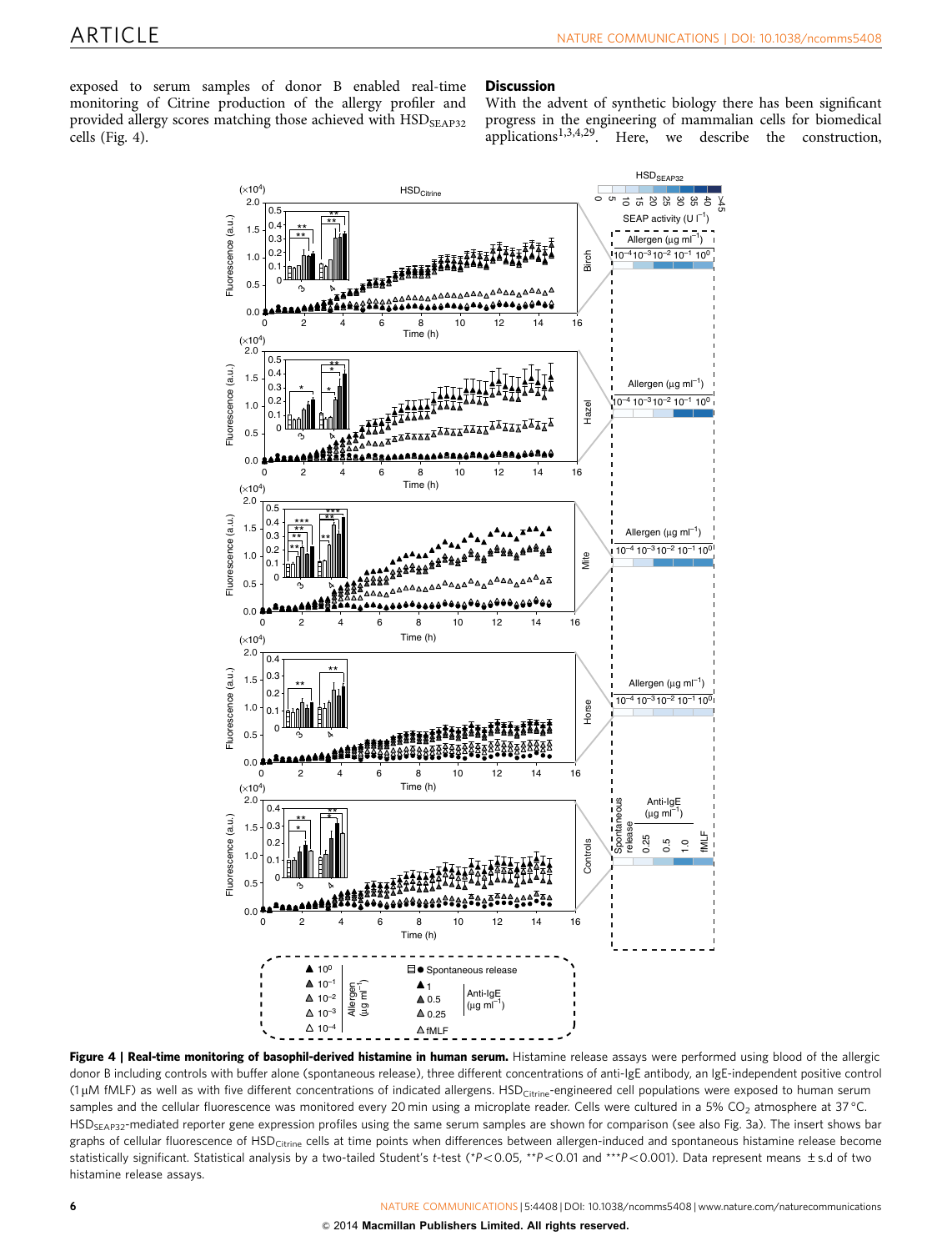exposed to serum samples of donor B enabled real-time monitoring of Citrine production of the allergy profiler and provided allergy scores matching those achieved with $HSD_{SEAP32}$ cells (Fig. 4).

## Discussion

With the advent of synthetic biology there has been significant progress in the engineering of mammalian cells for biomedical applications[1,3,4,29]. Here, we describe the construction,

**Figure 4 | Real-time monitoring of basophil-derived histamine in human serum.** Histamine release assays were performed using blood of the allergic donor B including controls with buffer alone (spontaneous release), three different concentrations of anti-IgE antibody, an IgE-independent positive control (1 μM fMLF) as well as with five different concentrations of indicated allergens. $HSD_{Citrine}$-engineered cell populations were exposed to human serum samples and the cellular fluorescence was monitored every 20 min using a microplate reader. Cells were cultured in a 5% $CO_2$ atmosphere at 37 °C. $HSD_{SEAP32}$-mediated reporter gene expression profiles using the same serum samples are shown for comparison (see also Fig. 3a). The insert shows bar graphs of cellular fluorescence of $HSD_{Citrine}$ cells at time points when differences between allergen-induced and spontaneous histamine release become statistically significant. Statistical analysis by a two-tailed Student's *t*-test (\*$P<0.05$, \*\*$P<0.01$ and \*\*\*$P<0.001$). Data represent means ± s.d of two histamine release assays.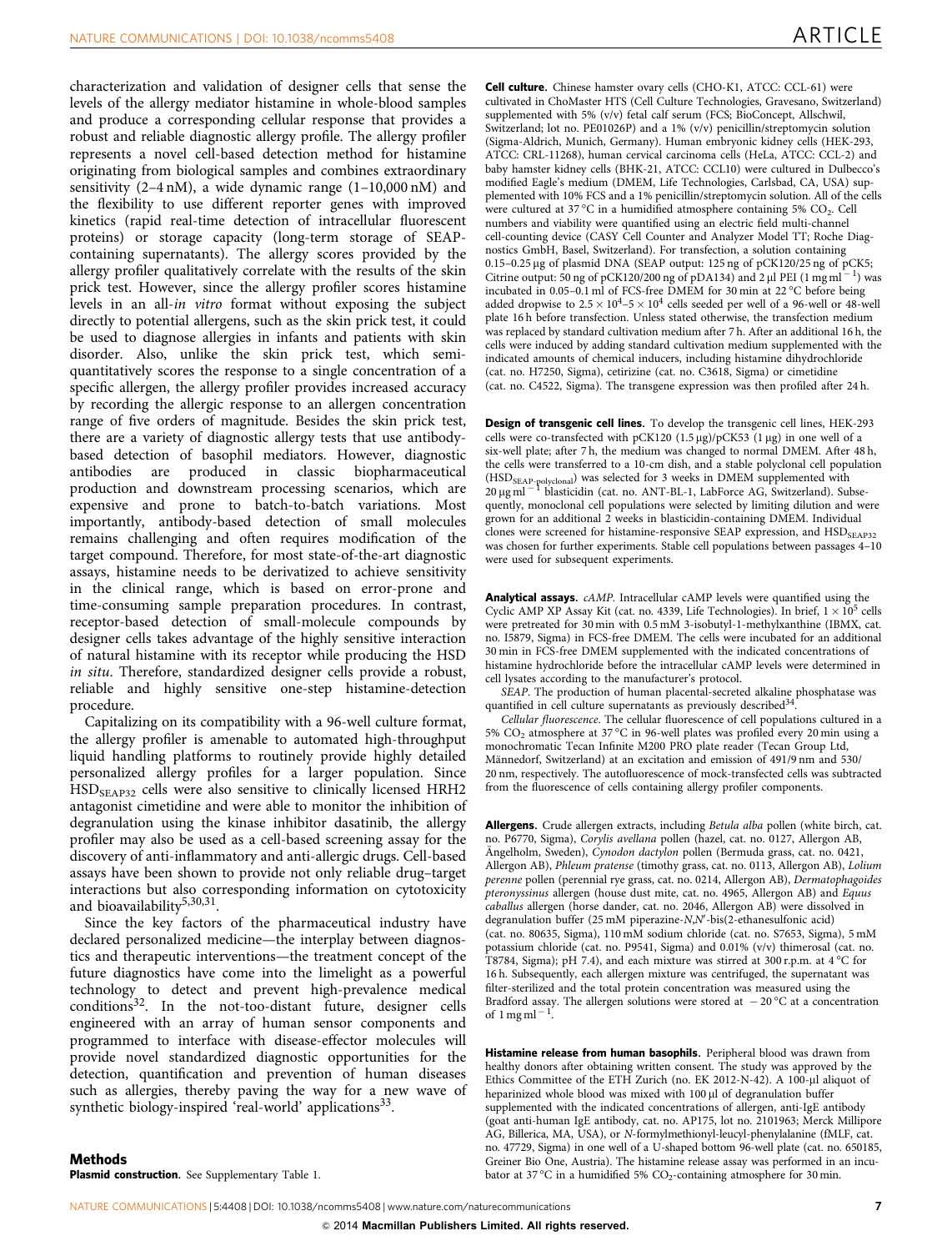characterization and validation of designer cells that sense the levels of the allergy mediator histamine in whole-blood samples and produce a corresponding cellular response that provides a robust and reliable diagnostic allergy profile. The allergy profiler represents a novel cell-based detection method for histamine originating from biological samples and combines extraordinary sensitivity (2–4 nM), a wide dynamic range (1–10,000 nM) and the flexibility to use different reporter genes with improved kinetics (rapid real-time detection of intracellular fluorescent proteins) or storage capacity (long-term storage of SEAP-containing supernatants). The allergy scores provided by the allergy profiler qualitatively correlate with the results of the skin prick test. However, since the allergy profiler scores histamine levels in an all-*in vitro* format without exposing the subject directly to potential allergens, such as the skin prick test, it could be used to diagnose allergies in infants and patients with skin disorder. Also, unlike the skin prick test, which semi-quantitatively scores the response to a single concentration of a specific allergen, the allergy profiler provides increased accuracy by recording the allergic response to an allergen concentration range of five orders of magnitude. Besides the skin prick test, there are a variety of diagnostic allergy tests that use antibody-based detection of basophil mediators. However, diagnostic antibodies are produced in classic biopharmaceutical production and downstream processing scenarios, which are expensive and prone to batch-to-batch variations. Most importantly, antibody-based detection of small molecules remains challenging and often requires modification of the target compound. Therefore, for most state-of-the-art diagnostic assays, histamine needs to be derivatized to achieve sensitivity in the clinical range, which is based on error-prone and time-consuming sample preparation procedures. In contrast, receptor-based detection of small-molecule compounds by designer cells takes advantage of the highly sensitive interaction of natural histamine with its receptor while producing the HSD *in situ*. Therefore, standardized designer cells provide a robust, reliable and highly sensitive one-step histamine-detection procedure.

Capitalizing on its compatibility with a 96-well culture format, the allergy profiler is amenable to automated high-throughput liquid handling platforms to routinely provide highly detailed personalized allergy profiles for a larger population. Since $HSD_{SEAP32}$ cells were also sensitive to clinically licensed HRH2 antagonist cimetidine and were able to monitor the inhibition of degranulation using the kinase inhibitor dasatinib, the allergy profiler may also be used as a cell-based screening assay for the discovery of anti-inflammatory and anti-allergic drugs. Cell-based assays have been shown to provide not only reliable drug–target interactions but also corresponding information on cytotoxicity and bioavailability[5,30,31].

Since the key factors of the pharmaceutical industry have declared personalized medicine—the interplay between diagnostics and therapeutic interventions—the treatment concept of the future diagnostics have come into the limelight as a powerful technology to detect and prevent high-prevalence medical conditions[32]. In the not-too-distant future, designer cells engineered with an array of human sensor components and programmed to interface with disease-effector molecules will provide novel standardized diagnostic opportunities for the detection, quantification and prevention of human diseases such as allergies, thereby paving the way for a new wave of synthetic biology-inspired 'real-world' applications[33].

## Methods

**Plasmid construction.** See Supplementary Table 1.

**Cell culture.** Chinese hamster ovary cells (CHO-K1, ATCC: CCL-61) were cultivated in ChoMaster HTS (Cell Culture Technologies, Gravesano, Switzerland) supplemented with 5% (v/v) fetal calf serum (FCS; BioConcept, Allschwil, Switzerland; lot no. PE01026P) and a 1% (v/v) penicillin/streptomycin solution (Sigma-Aldrich, Munich, Germany). Human embryonic kidney cells (HEK-293, ATCC: CRL-11268), human cervical carcinoma cells (HeLa, ATCC: CCL-2) and baby hamster kidney cells (BHK-21, ATCC: CCL10) were cultured in Dulbecco's modified Eagle's medium (DMEM, Life Technologies, Carlsbad, CA, USA) supplemented with 10% FCS and a 1% penicillin/streptomycin solution. All of the cells were cultured at 37 °C in a humidified atmosphere containing 5% $CO_2$. Cell numbers and viability were quantified using an electric field multi-channel cell-counting device (CASY Cell Counter and Analyzer Model TT; Roche Diagnostics GmbH, Basel, Switzerland). For transfection, a solution containing 0.15–0.25 μg of plasmid DNA (SEAP output: 125 ng of pCK120/25 ng of pCK5; Citrine output: 50 ng of pCK120/200 ng of pDA134) and 2 μl PEI (1 mg ml$^{-1}$) was incubated in 0.05–0.1 ml of FCS-free DMEM for 30 min at 22 °C before being added dropwise to $2.5 \times 10^4$–$5 \times 10^4$ cells seeded per well of a 96-well or 48-well plate 16 h before transfection. Unless stated otherwise, the transfection medium was replaced by standard cultivation medium after 7 h. After an additional 16 h, the cells were induced by adding standard cultivation medium supplemented with the indicated amounts of chemical inducers, including histamine dihydrochloride (cat. no. H7250, Sigma), cetirizine (cat. no. C3618, Sigma) or cimetidine (cat. no. C4522, Sigma). The transgene expression was then profiled after 24 h.

**Design of transgenic cell lines.** To develop the transgenic cell lines, HEK-293 cells were co-transfected with pCK120 (1.5 μg)/pCK53 (1 μg) in one well of a six-well plate; after 7 h, the medium was changed to normal DMEM. After 48 h, the cells were transferred to a 10-cm dish, and a stable polyclonal cell population ($HSD_{SEAP\text{-}polyclonal}$) was selected for 3 weeks in DMEM supplemented with 20 μg ml$^{-1}$ blasticidin (cat. no. ANT-BL-1, LabForce AG, Switzerland). Subsequently, monoclonal cell populations were selected by limiting dilution and were grown for an additional 2 weeks in blasticidin-containing DMEM. Individual clones were screened for histamine-responsive SEAP expression, and $HSD_{SEAP32}$ was chosen for further experiments. Stable cell populations between passages 4–10 were used for subsequent experiments.

**Analytical assays.** *cAMP*. Intracellular cAMP levels were quantified using the Cyclic AMP XP Assay Kit (cat. no. 4339, Life Technologies). In brief, $1 \times 10^5$ cells were pretreated for 30 min with 0.5 mM 3-isobutyl-1-methylxanthine (IBMX, cat. no. I5879, Sigma) in FCS-free DMEM. The cells were incubated for an additional 30 min in FCS-free DMEM supplemented with the indicated concentrations of histamine hydrochloride before the intracellular cAMP levels were determined in cell lysates according to the manufacturer's protocol.

*SEAP*. The production of human placental-secreted alkaline phosphatase was quantified in cell culture supernatants as previously described[34].

*Cellular fluorescence*. The cellular fluorescence of cell populations cultured in a 5% $CO_2$ atmosphere at 37 °C in 96-well plates was profiled every 20 min using a monochromatic Tecan Infinite M200 PRO plate reader (Tecan Group Ltd, Männedorf, Switzerland) at an excitation and emission of 491/9 nm and 530/20 nm, respectively. The autofluorescence of mock-transfected cells was subtracted from the fluorescence of cells containing allergy profiler components.

**Allergens.** Crude allergen extracts, including *Betula alba* pollen (white birch, cat. no. P6770, Sigma), *Corylis avellana* pollen (hazel, cat. no. 0127, Allergon AB, Ängelholm, Sweden), *Cynodon dactylon* pollen (Bermuda grass, cat. no. 0421, Allergon AB), *Phleum pratense* (timothy grass, cat. no. 0113, Allergon AB), *Lolium perenne* pollen (perennial rye grass, cat. no. 0214, Allergon AB), *Dermatophagoides pteronyssinus* allergen (house dust mite, cat. no. 4965, Allergon AB) and *Equus caballus* allergen (horse dander, cat. no. 2046, Allergon AB) were dissolved in degranulation buffer (25 mM piperazine-*N*,*N*′-bis(2-ethanesulfonic acid) (cat. no. 80635, Sigma), 110 mM sodium chloride (cat. no. S7653, Sigma), 5 mM potassium chloride (cat. no. P9541, Sigma) and 0.01% (v/v) thimerosal (cat. no. T8784, Sigma); pH 7.4), and each mixture was stirred at 300 r.p.m. at 4 °C for 16 h. Subsequently, each allergen mixture was centrifuged, the supernatant was filter-sterilized and the total protein concentration was measured using the Bradford assay. The allergen solutions were stored at −20 °C at a concentration of 1 mg ml$^{-1}$.

**Histamine release from human basophils.** Peripheral blood was drawn from healthy donors after obtaining written consent. The study was approved by the Ethics Committee of the ETH Zurich (no. EK 2012-N-42). A 100-μl aliquot of heparinized whole blood was mixed with 100 μl of degranulation buffer supplemented with the indicated concentrations of allergen, anti-IgE antibody (goat anti-human IgE antibody, cat. no. AP175, lot no. 2101963; Merck Millipore AG, Billerica, MA, USA), or *N*-formylmethionyl-leucyl-phenylalanine (fMLF, cat. no. 47729, Sigma) in one well of a U-shaped bottom 96-well plate (cat. no. 650185, Greiner Bio One, Austria). The histamine release assay was performed in an incubator at 37 °C in a humidified 5% $CO_2$-containing atmosphere for 30 min.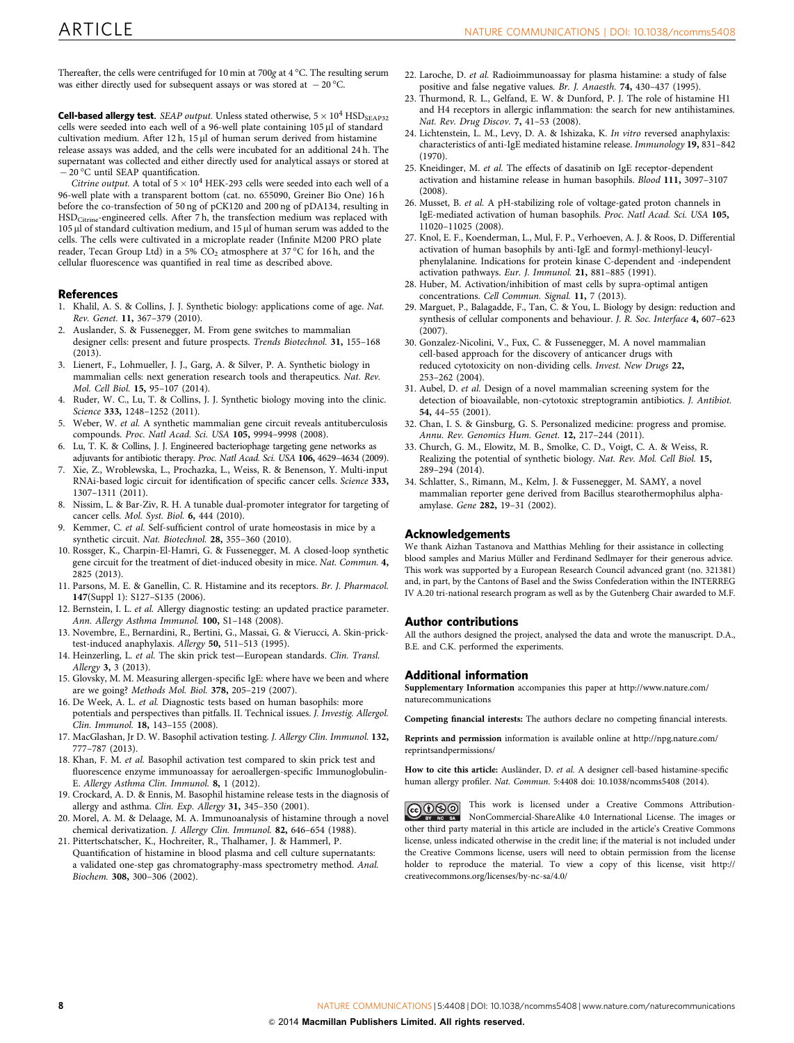Thereafter, the cells were centrifuged for 10 min at 700*g* at 4 °C. The resulting serum was either directly used for subsequent assays or was stored at −20 °C.

**Cell-based allergy test.** *SEAP output*. Unless stated otherwise, $5 \times 10^4$ $HSD_{SEAP32}$ cells were seeded into each well of a 96-well plate containing 105 µl of standard cultivation medium. After 12 h, 15 µl of human serum derived from histamine release assays was added, and the cells were incubated for an additional 24 h. The supernatant was collected and either directly used for analytical assays or stored at −20 °C until SEAP quantification.

*Citrine output*. A total of $5 \times 10^4$ HEK-293 cells were seeded into each well of a 96-well plate with a transparent bottom (cat. no. 655090, Greiner Bio One) 16 h before the co-transfection of 50 ng of pCK120 and 200 ng of pDA134, resulting in $HSD_{Citrine}$-engineered cells. After 7 h, the transfection medium was replaced with 105 µl of standard cultivation medium, and 15 µl of human serum was added to the cells. The cells were cultivated in a microplate reader (Infinite M200 PRO plate reader, Tecan Group Ltd) in a 5% $CO_2$ atmosphere at 37 °C for 16 h, and the cellular fluorescence was quantified in real time as described above.

## References

1. Khalil, A. S. & Collins, J. J. Synthetic biology: applications come of age. *Nat. Rev. Genet.* **11,** 367–379 (2010).
2. Auslander, S. & Fussenegger, M. From gene switches to mammalian designer cells: present and future prospects. *Trends Biotechnol.* **31,** 155–168 (2013).
3. Lienert, F., Lohmueller, J. J., Garg, A. & Silver, P. A. Synthetic biology in mammalian cells: next generation research tools and therapeutics. *Nat. Rev. Mol. Cell Biol.* **15,** 95–107 (2014).
4. Ruder, W. C., Lu, T. & Collins, J. J. Synthetic biology moving into the clinic. *Science* **333,** 1248–1252 (2011).
5. Weber, W. *et al.* A synthetic mammalian gene circuit reveals antituberculosis compounds. *Proc. Natl Acad. Sci. USA* **105,** 9994–9998 (2008).
6. Lu, T. K. & Collins, J. J. Engineered bacteriophage targeting gene networks as adjuvants for antibiotic therapy. *Proc. Natl Acad. Sci. USA* **106,** 4629–4634 (2009).
7. Xie, Z., Wroblewska, L., Prochazka, L., Weiss, R. & Benenson, Y. Multi-input RNAi-based logic circuit for identification of specific cancer cells. *Science* **333,** 1307–1311 (2011).
8. Nissim, L. & Bar-Ziv, R. H. A tunable dual-promoter integrator for targeting of cancer cells. *Mol. Syst. Biol.* **6,** 444 (2010).
9. Kemmer, C. *et al.* Self-sufficient control of urate homeostasis in mice by a synthetic circuit. *Nat. Biotechnol.* **28,** 355–360 (2010).
10. Rossger, K., Charpin-El-Hamri, G. & Fussenegger, M. A closed-loop synthetic gene circuit for the treatment of diet-induced obesity in mice. *Nat. Commun.* **4,** 2825 (2013).
11. Parsons, M. E. & Ganellin, C. R. Histamine and its receptors. *Br. J. Pharmacol.* **147**(Suppl 1): S127–S135 (2006).
12. Bernstein, I. L. *et al.* Allergy diagnostic testing: an updated practice parameter. *Ann. Allergy Asthma Immunol.* **100,** S1–148 (2008).
13. Novembre, E., Bernardini, R., Bertini, G., Massai, G. & Vierucci, A. Skin-prick-test-induced anaphylaxis. *Allergy* **50,** 511–513 (1995).
14. Heinzerling, L. *et al.* The skin prick test—European standards. *Clin. Transl. Allergy* **3,** 3 (2013).
15. Glovsky, M. M. Measuring allergen-specific IgE: where have we been and where are we going? *Methods Mol. Biol.* **378,** 205–219 (2007).
16. De Week, A. L. *et al.* Diagnostic tests based on human basophils: more potentials and perspectives than pitfalls. II. Technical issues. *J. Investig. Allergol. Clin. Immunol.* **18,** 143–155 (2008).
17. MacGlashan, Jr D. W. Basophil activation testing. *J. Allergy Clin. Immunol.* **132,** 777–787 (2013).
18. Khan, F. M. *et al.* Basophil activation test compared to skin prick test and fluorescence enzyme immunoassay for aeroallergen-specific Immunoglobulin-E. *Allergy Asthma Clin. Immunol.* **8,** 1 (2012).
19. Crockard, A. D. & Ennis, M. Basophil histamine release tests in the diagnosis of allergy and asthma. *Clin. Exp. Allergy* **31,** 345–350 (2001).
20. Morel, A. M. & Delaage, M. A. Immunoanalysis of histamine through a novel chemical derivatization. *J. Allergy Clin. Immunol.* **82,** 646–654 (1988).
21. Pittertschatscher, K., Hochreiter, R., Thalhamer, J. & Hammerl, P. Quantification of histamine in blood plasma and cell culture supernatants: a validated one-step gas chromatography-mass spectrometry method. *Anal. Biochem.* **308,** 300–306 (2002).
22. Laroche, D. *et al.* Radioimmunoassay for plasma histamine: a study of false positive and false negative values. *Br. J. Anaesth.* **74,** 430–437 (1995).
23. Thurmond, R. L., Gelfand, E. W. & Dunford, P. J. The role of histamine H1 and H4 receptors in allergic inflammation: the search for new antihistamines. *Nat. Rev. Drug Discov.* **7,** 41–53 (2008).
24. Lichtenstein, L. M., Levy, D. A. & Ishizaka, K. *In vitro* reversed anaphylaxis: characteristics of anti-IgE mediated histamine release. *Immunology* **19,** 831–842 (1970).
25. Kneidinger, M. *et al.* The effects of dasatinib on IgE receptor-dependent activation and histamine release in human basophils. *Blood* **111,** 3097–3107 (2008).
26. Musset, B. *et al.* A pH-stabilizing role of voltage-gated proton channels in IgE-mediated activation of human basophils. *Proc. Natl Acad. Sci. USA* **105,** 11020–11025 (2008).
27. Knol, E. F., Koenderman, L., Mul, F. P., Verhoeven, A. J. & Roos, D. Differential activation of human basophils by anti-IgE and formyl-methionyl-leucyl-phenylalanine. Indications for protein kinase C-dependent and -independent activation pathways. *Eur. J. Immunol.* **21,** 881–885 (1991).
28. Huber, M. Activation/inhibition of mast cells by supra-optimal antigen concentrations. *Cell Commun. Signal.* **11,** 7 (2013).
29. Marguet, P., Balagadde, F., Tan, C. & You, L. Biology by design: reduction and synthesis of cellular components and behaviour. *J. R. Soc. Interface* **4,** 607–623 (2007).
30. Gonzalez-Nicolini, V., Fux, C. & Fussenegger, M. A novel mammalian cell-based approach for the discovery of anticancer drugs with reduced cytotoxicity on non-dividing cells. *Invest. New Drugs* **22,** 253–262 (2004).
31. Aubel, D. *et al.* Design of a novel mammalian screening system for the detection of bioavailable, non-cytotoxic streptogramin antibiotics. *J. Antibiot.* **54,** 44–55 (2001).
32. Chan, I. S. & Ginsburg, G. S. Personalized medicine: progress and promise. *Annu. Rev. Genomics Hum. Genet.* **12,** 217–244 (2011).
33. Church, G. M., Elowitz, M. B., Smolke, C. D., Voigt, C. A. & Weiss, R. Realizing the potential of synthetic biology. *Nat. Rev. Mol. Cell Biol.* **15,** 289–294 (2014).
34. Schlatter, S., Rimann, M., Kelm, J. & Fussenegger, M. SAMY, a novel mammalian reporter gene derived from Bacillus stearothermophilus alpha-amylase. *Gene* **282,** 19–31 (2002).

## Acknowledgements

We thank Aizhan Tastanova and Matthias Mehling for their assistance in collecting blood samples and Marius Müller and Ferdinand Sedlmayer for their generous advice. This work was supported by a European Research Council advanced grant (no. 321381) and, in part, by the Cantons of Basel and the Swiss Confederation within the INTERREG IV A.20 tri-national research program as well as by the Gutenberg Chair awarded to M.F.

## Author contributions

All the authors designed the project, analysed the data and wrote the manuscript. D.A., B.E. and C.K. performed the experiments.

## Additional information

**Supplementary Information** accompanies this paper at http://www.nature.com/naturecommunications

**Competing financial interests:** The authors declare no competing financial interests.

**Reprints and permission** information is available online at http://npg.nature.com/reprintsandpermissions/

**How to cite this article:** Ausländer, D. *et al.* A designer cell-based histamine-specific human allergy profiler. *Nat. Commun.* 5:4408 doi: 10.1038/ncomms5408 (2014).

This work is licensed under a Creative Commons Attribution-NonCommercial-ShareAlike 4.0 International License. The images or other third party material in this article are included in the article's Creative Commons license, unless indicated otherwise in the credit line; if the material is not included under the Creative Commons license, users will need to obtain permission from the license holder to reproduce the material. To view a copy of this license, visit http://creativecommons.org/licenses/by-nc-sa/4.0/